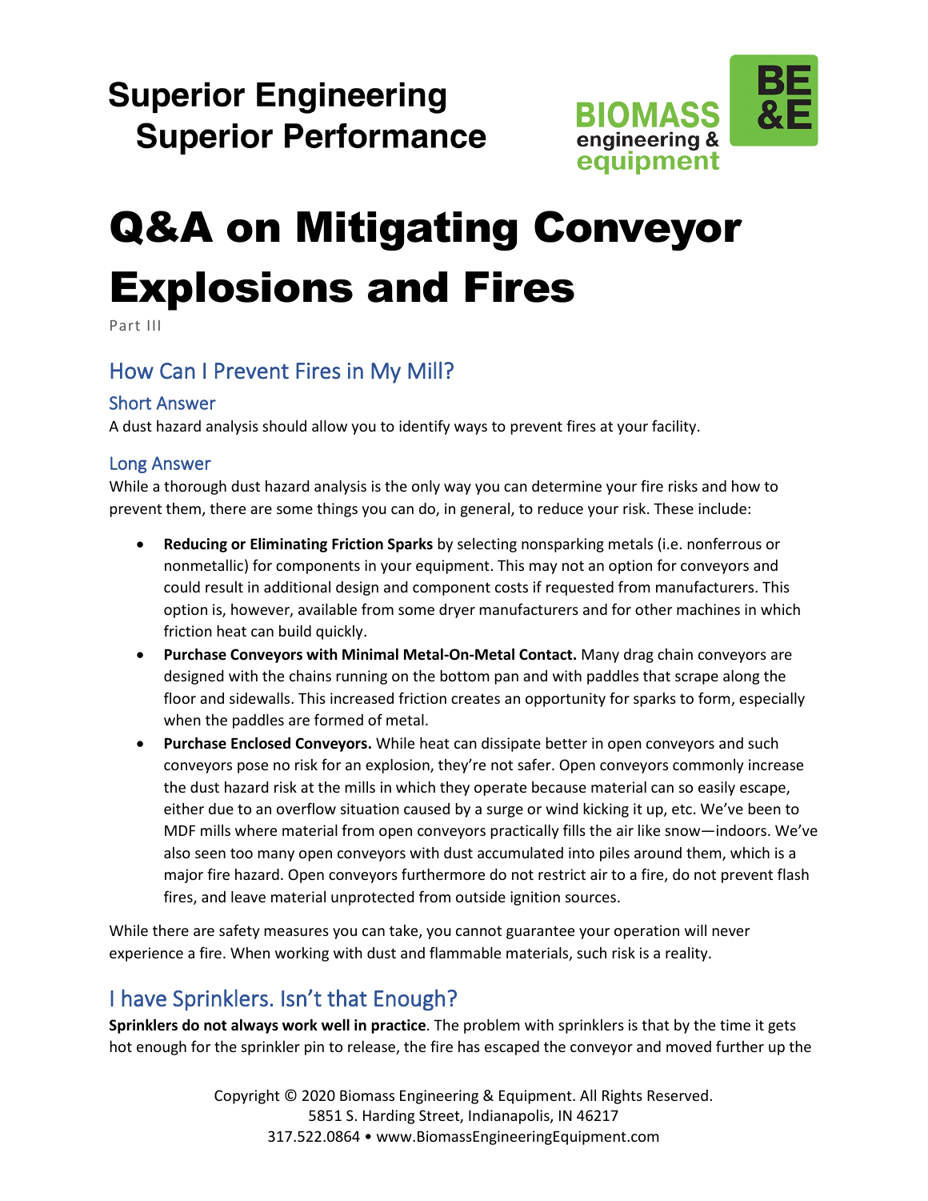Superior Engineering
Superior Performance

BIOMASS engineering & equipment

# Q&A on Mitigating Conveyor Explosions and Fires

Part III

## How Can I Prevent Fires in My Mill?

### Short Answer

A dust hazard analysis should allow you to identify ways to prevent fires at your facility.

### Long Answer

While a thorough dust hazard analysis is the only way you can determine your fire risks and how to prevent them, there are some things you can do, in general, to reduce your risk. These include:

- **Reducing or Eliminating Friction Sparks** by selecting nonsparking metals (i.e. nonferrous or nonmetallic) for components in your equipment. This may not an option for conveyors and could result in additional design and component costs if requested from manufacturers. This option is, however, available from some dryer manufacturers and for other machines in which friction heat can build quickly.
- **Purchase Conveyors with Minimal Metal-On-Metal Contact.** Many drag chain conveyors are designed with the chains running on the bottom pan and with paddles that scrape along the floor and sidewalls. This increased friction creates an opportunity for sparks to form, especially when the paddles are formed of metal.
- **Purchase Enclosed Conveyors.** While heat can dissipate better in open conveyors and such conveyors pose no risk for an explosion, they're not safer. Open conveyors commonly increase the dust hazard risk at the mills in which they operate because material can so easily escape, either due to an overflow situation caused by a surge or wind kicking it up, etc. We've been to MDF mills where material from open conveyors practically fills the air like snow—indoors. We've also seen too many open conveyors with dust accumulated into piles around them, which is a major fire hazard. Open conveyors furthermore do not restrict air to a fire, do not prevent flash fires, and leave material unprotected from outside ignition sources.

While there are safety measures you can take, you cannot guarantee your operation will never experience a fire. When working with dust and flammable materials, such risk is a reality.

## I have Sprinklers. Isn't that Enough?

**Sprinklers do not always work well in practice**. The problem with sprinklers is that by the time it gets hot enough for the sprinkler pin to release, the fire has escaped the conveyor and moved further up the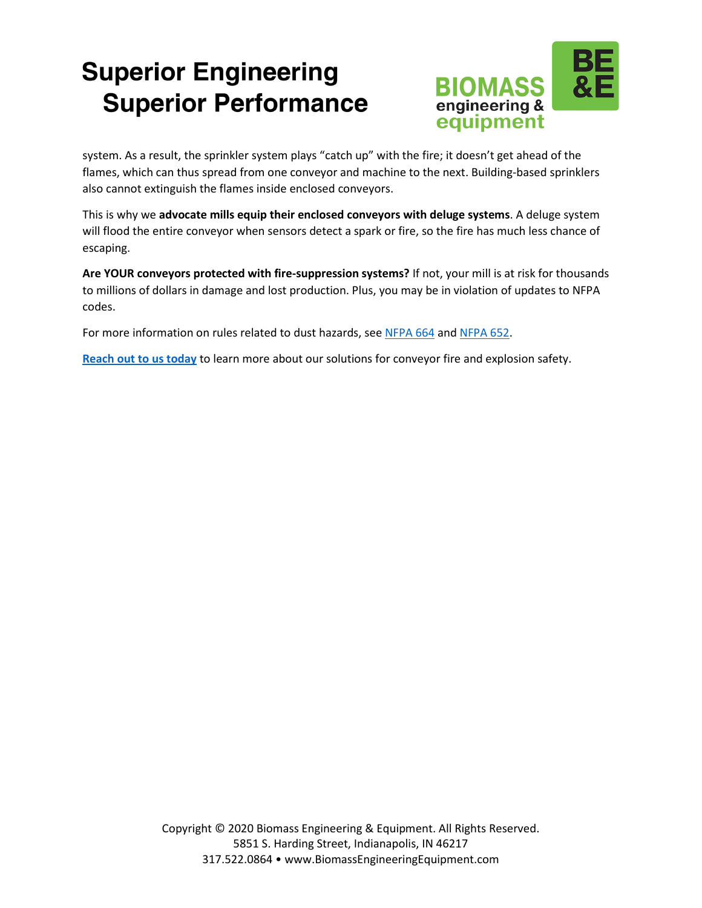system. As a result, the sprinkler system plays “catch up” with the fire; it doesn’t get ahead of the flames, which can thus spread from one conveyor and machine to the next. Building-based sprinklers also cannot extinguish the flames inside enclosed conveyors.

This is why we **advocate mills equip their enclosed conveyors with deluge systems**. A deluge system will flood the entire conveyor when sensors detect a spark or fire, so the fire has much less chance of escaping.

**Are YOUR conveyors protected with fire-suppression systems?** If not, your mill is at risk for thousands to millions of dollars in damage and lost production. Plus, you may be in violation of updates to NFPA codes.

For more information on rules related to dust hazards, see NFPA 664 and NFPA 652.

**Reach out to us today** to learn more about our solutions for conveyor fire and explosion safety.

Copyright © 2020 Biomass Engineering & Equipment. All Rights Reserved.
5851 S. Harding Street, Indianapolis, IN 46217
317.522.0864 • www.BiomassEngineeringEquipment.com